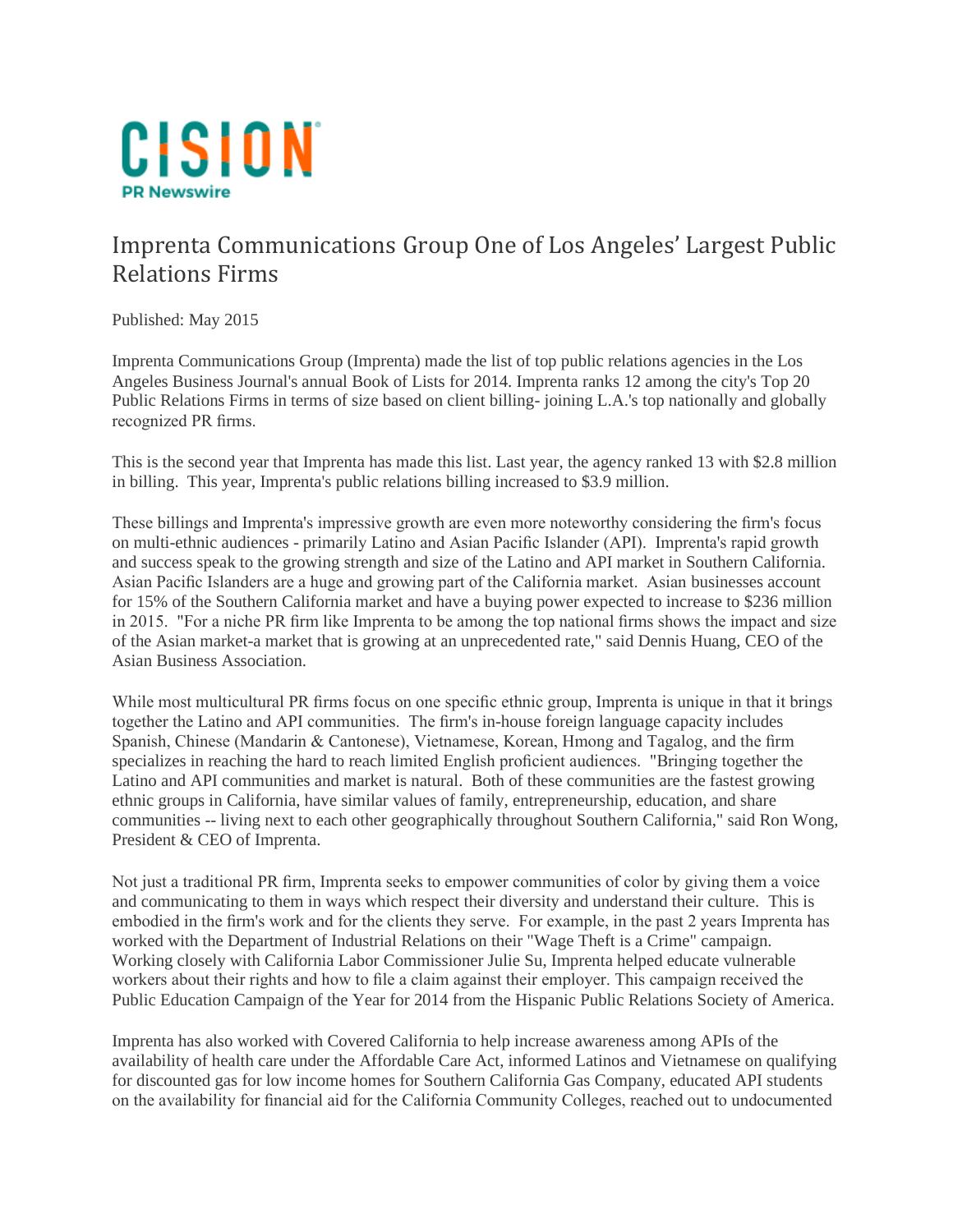CISION

PR Newswire

# Imprenta Communications Group One of Los Angeles' Largest Public Relations Firms

Published: May 2015

Imprenta Communications Group (Imprenta) made the list of top public relations agencies in the Los Angeles Business Journal's annual Book of Lists for 2014. Imprenta ranks 12 among the city's Top 20 Public Relations Firms in terms of size based on client billing- joining L.A.'s top nationally and globally recognized PR firms.

This is the second year that Imprenta has made this list. Last year, the agency ranked 13 with $2.8 million in billing. This year, Imprenta's public relations billing increased to $3.9 million.

These billings and Imprenta's impressive growth are even more noteworthy considering the firm's focus on multi-ethnic audiences - primarily Latino and Asian Pacific Islander (API). Imprenta's rapid growth and success speak to the growing strength and size of the Latino and API market in Southern California. Asian Pacific Islanders are a huge and growing part of the California market. Asian businesses account for 15% of the Southern California market and have a buying power expected to increase to $236 million in 2015. "For a niche PR firm like Imprenta to be among the top national firms shows the impact and size of the Asian market-a market that is growing at an unprecedented rate," said Dennis Huang, CEO of the Asian Business Association.

While most multicultural PR firms focus on one specific ethnic group, Imprenta is unique in that it brings together the Latino and API communities. The firm's in-house foreign language capacity includes Spanish, Chinese (Mandarin & Cantonese), Vietnamese, Korean, Hmong and Tagalog, and the firm specializes in reaching the hard to reach limited English proficient audiences. "Bringing together the Latino and API communities and market is natural. Both of these communities are the fastest growing ethnic groups in California, have similar values of family, entrepreneurship, education, and share communities -- living next to each other geographically throughout Southern California," said Ron Wong, President & CEO of Imprenta.

Not just a traditional PR firm, Imprenta seeks to empower communities of color by giving them a voice and communicating to them in ways which respect their diversity and understand their culture. This is embodied in the firm's work and for the clients they serve. For example, in the past 2 years Imprenta has worked with the Department of Industrial Relations on their "Wage Theft is a Crime" campaign. Working closely with California Labor Commissioner Julie Su, Imprenta helped educate vulnerable workers about their rights and how to file a claim against their employer. This campaign received the Public Education Campaign of the Year for 2014 from the Hispanic Public Relations Society of America.

Imprenta has also worked with Covered California to help increase awareness among APIs of the availability of health care under the Affordable Care Act, informed Latinos and Vietnamese on qualifying for discounted gas for low income homes for Southern California Gas Company, educated API students on the availability for financial aid for the California Community Colleges, reached out to undocumented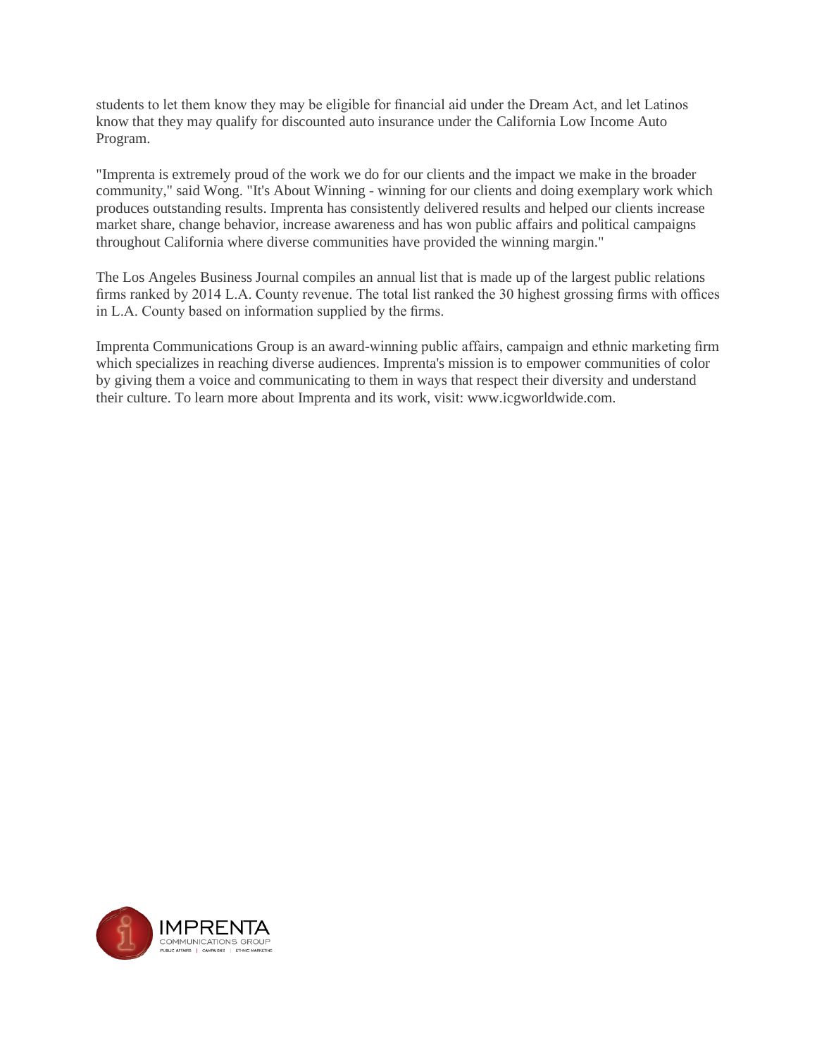students to let them know they may be eligible for financial aid under the Dream Act, and let Latinos know that they may qualify for discounted auto insurance under the California Low Income Auto Program.

"Imprenta is extremely proud of the work we do for our clients and the impact we make in the broader community," said Wong. "It's About Winning - winning for our clients and doing exemplary work which produces outstanding results. Imprenta has consistently delivered results and helped our clients increase market share, change behavior, increase awareness and has won public affairs and political campaigns throughout California where diverse communities have provided the winning margin."

The Los Angeles Business Journal compiles an annual list that is made up of the largest public relations firms ranked by 2014 L.A. County revenue. The total list ranked the 30 highest grossing firms with offices in L.A. County based on information supplied by the firms.

Imprenta Communications Group is an award-winning public affairs, campaign and ethnic marketing firm which specializes in reaching diverse audiences. Imprenta's mission is to empower communities of color by giving them a voice and communicating to them in ways that respect their diversity and understand their culture. To learn more about Imprenta and its work, visit: www.icgworldwide.com.

IMPRENTA
COMMUNICATIONS GROUP
PUBLIC AFFAIRS | CAMPAIGNS | ETHNIC MARKETING